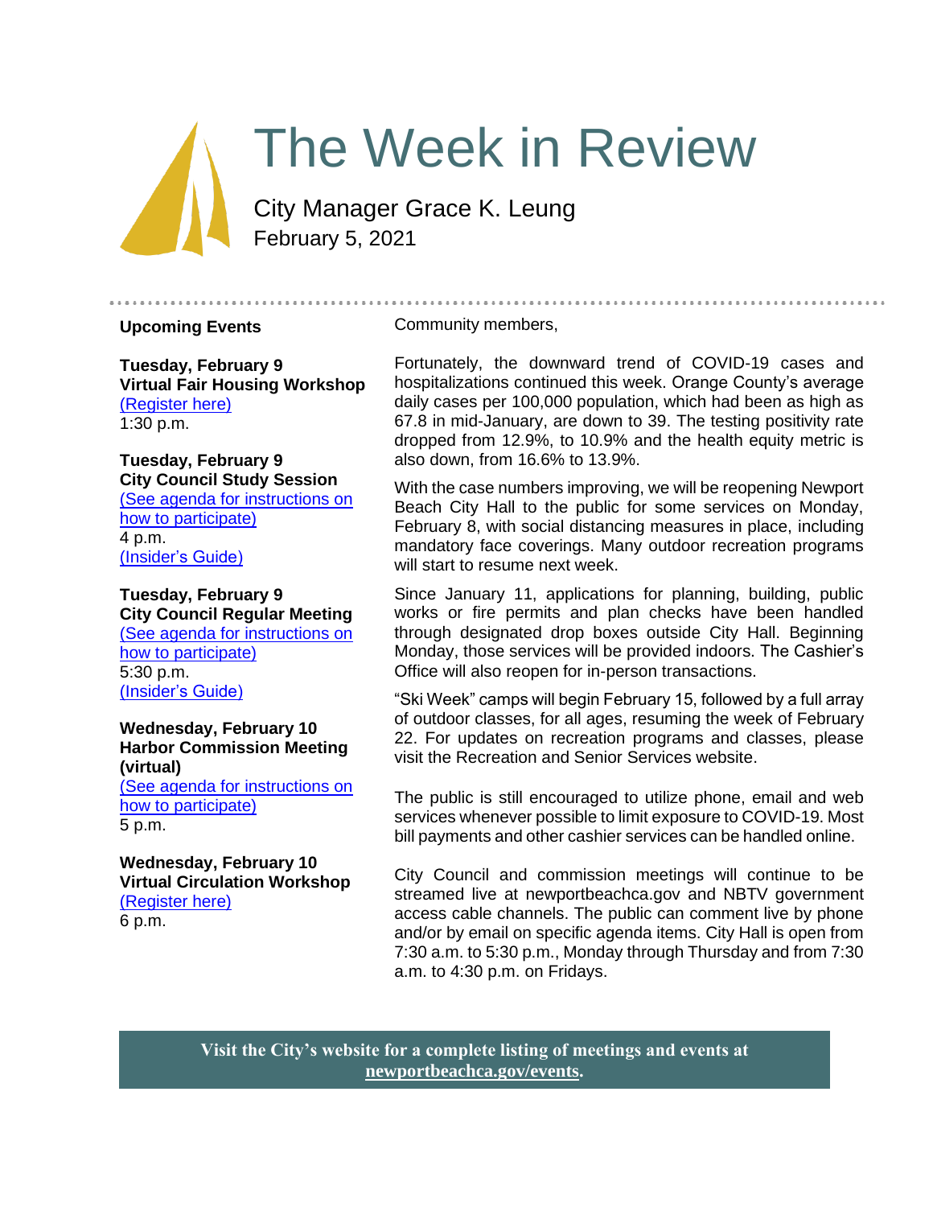# The Week in Review

City Manager Grace K. Leung
February 5, 2021

## Upcoming Events

**Tuesday, February 9**
**Virtual Fair Housing Workshop**
(Register here)
1:30 p.m.

**Tuesday, February 9**
**City Council Study Session**
(See agenda for instructions on how to participate)
4 p.m.
(Insider's Guide)

**Tuesday, February 9**
**City Council Regular Meeting**
(See agenda for instructions on how to participate)
5:30 p.m.
(Insider's Guide)

**Wednesday, February 10**
**Harbor Commission Meeting (virtual)**
(See agenda for instructions on how to participate)
5 p.m.

**Wednesday, February 10**
**Virtual Circulation Workshop**
(Register here)
6 p.m.

Community members,

Fortunately, the downward trend of COVID-19 cases and hospitalizations continued this week. Orange County's average daily cases per 100,000 population, which had been as high as 67.8 in mid-January, are down to 39. The testing positivity rate dropped from 12.9%, to 10.9% and the health equity metric is also down, from 16.6% to 13.9%.

With the case numbers improving, we will be reopening Newport Beach City Hall to the public for some services on Monday, February 8, with social distancing measures in place, including mandatory face coverings. Many outdoor recreation programs will start to resume next week.

Since January 11, applications for planning, building, public works or fire permits and plan checks have been handled through designated drop boxes outside City Hall. Beginning Monday, those services will be provided indoors. The Cashier's Office will also reopen for in-person transactions.

"Ski Week" camps will begin February 15, followed by a full array of outdoor classes, for all ages, resuming the week of February 22. For updates on recreation programs and classes, please visit the Recreation and Senior Services website.

The public is still encouraged to utilize phone, email and web services whenever possible to limit exposure to COVID-19. Most bill payments and other cashier services can be handled online.

City Council and commission meetings will continue to be streamed live at newportbeachca.gov and NBTV government access cable channels. The public can comment live by phone and/or by email on specific agenda items. City Hall is open from 7:30 a.m. to 5:30 p.m., Monday through Thursday and from 7:30 a.m. to 4:30 p.m. on Fridays.

**Visit the City's website for a complete listing of meetings and events at newportbeachca.gov/events.**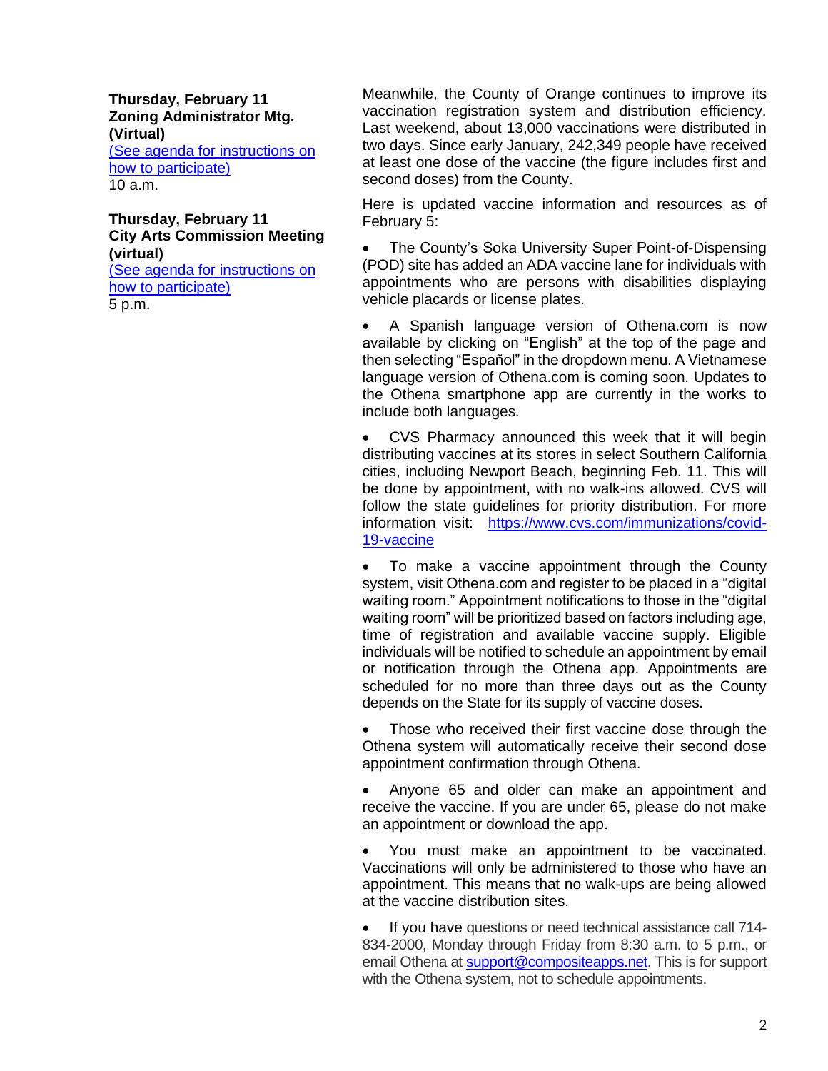**Thursday, February 11**
**Zoning Administrator Mtg. (Virtual)**
[(See agenda for instructions on how to participate)]
10 a.m.

**Thursday, February 11**
**City Arts Commission Meeting (virtual)**
[(See agenda for instructions on how to participate)]
5 p.m.

Meanwhile, the County of Orange continues to improve its vaccination registration system and distribution efficiency. Last weekend, about 13,000 vaccinations were distributed in two days. Since early January, 242,349 people have received at least one dose of the vaccine (the figure includes first and second doses) from the County.

Here is updated vaccine information and resources as of February 5:

- The County's Soka University Super Point-of-Dispensing (POD) site has added an ADA vaccine lane for individuals with appointments who are persons with disabilities displaying vehicle placards or license plates.
- A Spanish language version of Othena.com is now available by clicking on "English" at the top of the page and then selecting "Español" in the dropdown menu. A Vietnamese language version of Othena.com is coming soon. Updates to the Othena smartphone app are currently in the works to include both languages.
- CVS Pharmacy announced this week that it will begin distributing vaccines at its stores in select Southern California cities, including Newport Beach, beginning Feb. 11. This will be done by appointment, with no walk-ins allowed. CVS will follow the state guidelines for priority distribution. For more information visit: https://www.cvs.com/immunizations/covid-19-vaccine
- To make a vaccine appointment through the County system, visit Othena.com and register to be placed in a "digital waiting room." Appointment notifications to those in the "digital waiting room" will be prioritized based on factors including age, time of registration and available vaccine supply. Eligible individuals will be notified to schedule an appointment by email or notification through the Othena app. Appointments are scheduled for no more than three days out as the County depends on the State for its supply of vaccine doses.
- Those who received their first vaccine dose through the Othena system will automatically receive their second dose appointment confirmation through Othena.
- Anyone 65 and older can make an appointment and receive the vaccine. If you are under 65, please do not make an appointment or download the app.
- You must make an appointment to be vaccinated. Vaccinations will only be administered to those who have an appointment. This means that no walk-ups are being allowed at the vaccine distribution sites.
- If you have questions or need technical assistance call 714-834-2000, Monday through Friday from 8:30 a.m. to 5 p.m., or email Othena at support@compositeapps.net. This is for support with the Othena system, not to schedule appointments.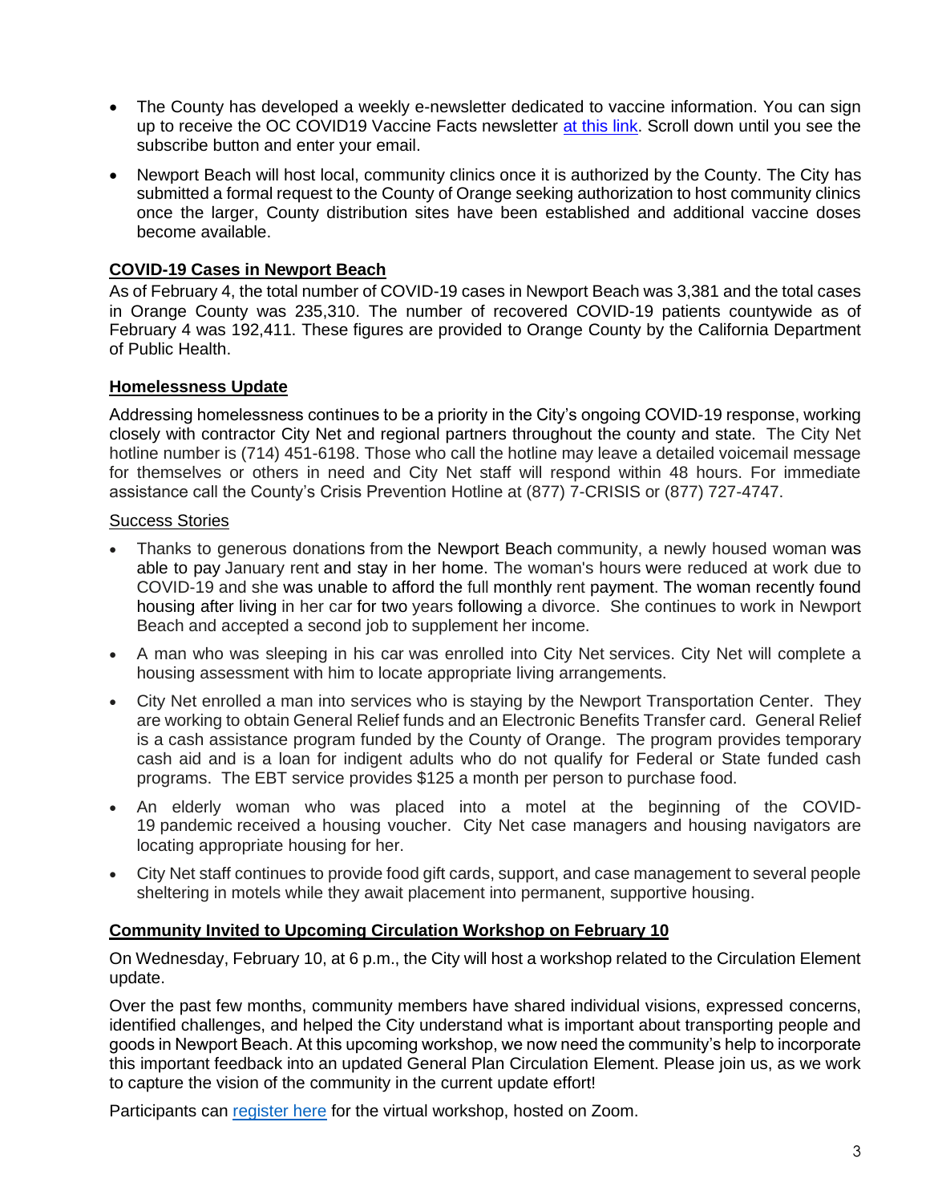- The County has developed a weekly e-newsletter dedicated to vaccine information. You can sign up to receive the OC COVID19 Vaccine Facts newsletter at this link. Scroll down until you see the subscribe button and enter your email.
- Newport Beach will host local, community clinics once it is authorized by the County. The City has submitted a formal request to the County of Orange seeking authorization to host community clinics once the larger, County distribution sites have been established and additional vaccine doses become available.

## COVID-19 Cases in Newport Beach

As of February 4, the total number of COVID-19 cases in Newport Beach was 3,381 and the total cases in Orange County was 235,310. The number of recovered COVID-19 patients countywide as of February 4 was 192,411. These figures are provided to Orange County by the California Department of Public Health.

## Homelessness Update

Addressing homelessness continues to be a priority in the City's ongoing COVID-19 response, working closely with contractor City Net and regional partners throughout the county and state. The City Net hotline number is (714) 451-6198. Those who call the hotline may leave a detailed voicemail message for themselves or others in need and City Net staff will respond within 48 hours. For immediate assistance call the County's Crisis Prevention Hotline at (877) 7-CRISIS or (877) 727-4747.

### Success Stories

- Thanks to generous donations from the Newport Beach community, a newly housed woman was able to pay January rent and stay in her home. The woman's hours were reduced at work due to COVID-19 and she was unable to afford the full monthly rent payment. The woman recently found housing after living in her car for two years following a divorce. She continues to work in Newport Beach and accepted a second job to supplement her income.
- A man who was sleeping in his car was enrolled into City Net services. City Net will complete a housing assessment with him to locate appropriate living arrangements.
- City Net enrolled a man into services who is staying by the Newport Transportation Center. They are working to obtain General Relief funds and an Electronic Benefits Transfer card. General Relief is a cash assistance program funded by the County of Orange. The program provides temporary cash aid and is a loan for indigent adults who do not qualify for Federal or State funded cash programs. The EBT service provides $125 a month per person to purchase food.
- An elderly woman who was placed into a motel at the beginning of the COVID-19 pandemic received a housing voucher. City Net case managers and housing navigators are locating appropriate housing for her.
- City Net staff continues to provide food gift cards, support, and case management to several people sheltering in motels while they await placement into permanent, supportive housing.

## Community Invited to Upcoming Circulation Workshop on February 10

On Wednesday, February 10, at 6 p.m., the City will host a workshop related to the Circulation Element update.

Over the past few months, community members have shared individual visions, expressed concerns, identified challenges, and helped the City understand what is important about transporting people and goods in Newport Beach. At this upcoming workshop, we now need the community's help to incorporate this important feedback into an updated General Plan Circulation Element. Please join us, as we work to capture the vision of the community in the current update effort!

Participants can register here for the virtual workshop, hosted on Zoom.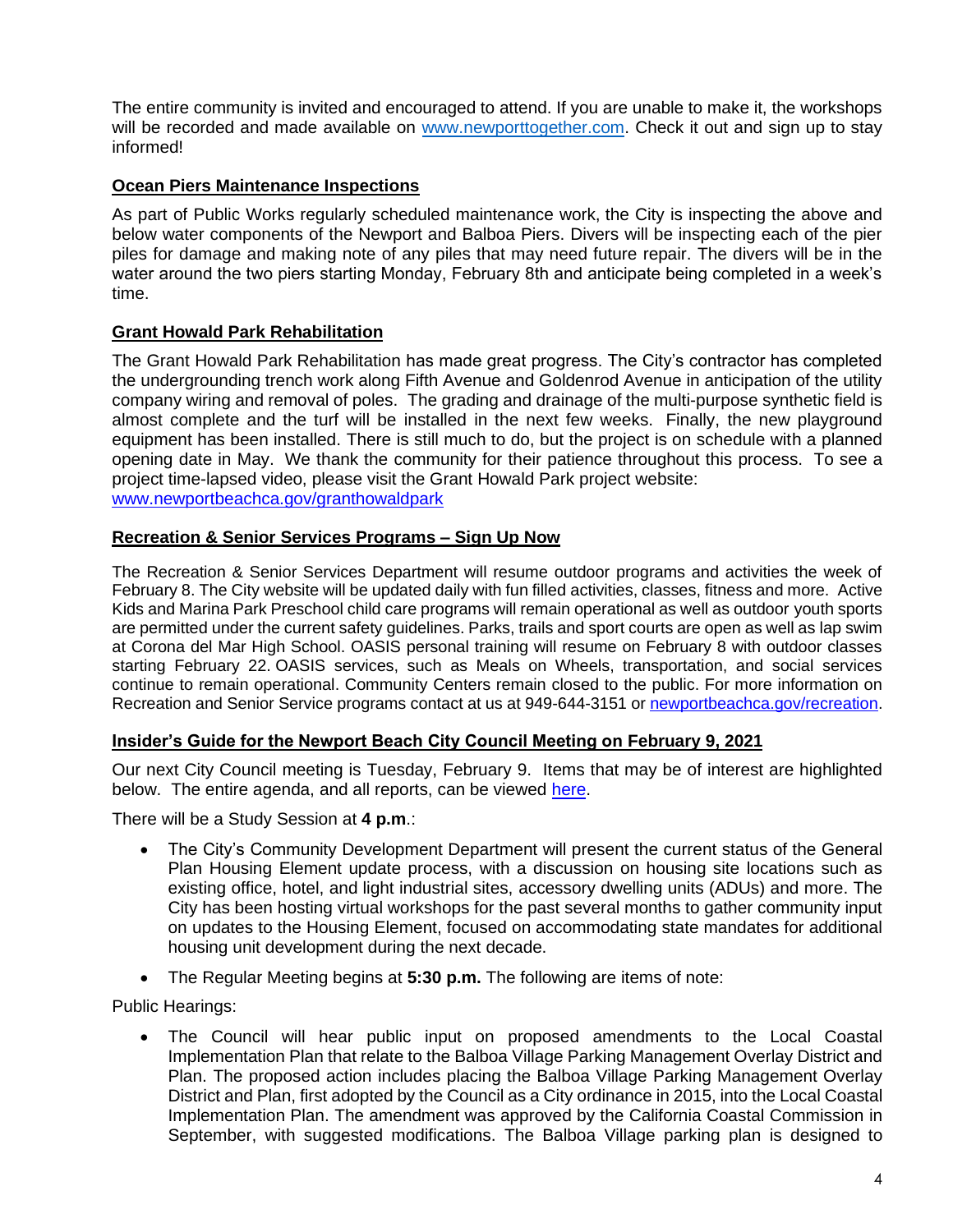The entire community is invited and encouraged to attend. If you are unable to make it, the workshops will be recorded and made available on [www.newporttogether.com](www.newporttogether.com). Check it out and sign up to stay informed!

## Ocean Piers Maintenance Inspections

As part of Public Works regularly scheduled maintenance work, the City is inspecting the above and below water components of the Newport and Balboa Piers. Divers will be inspecting each of the pier piles for damage and making note of any piles that may need future repair. The divers will be in the water around the two piers starting Monday, February 8th and anticipate being completed in a week's time.

## Grant Howald Park Rehabilitation

The Grant Howald Park Rehabilitation has made great progress. The City's contractor has completed the undergrounding trench work along Fifth Avenue and Goldenrod Avenue in anticipation of the utility company wiring and removal of poles. The grading and drainage of the multi-purpose synthetic field is almost complete and the turf will be installed in the next few weeks. Finally, the new playground equipment has been installed. There is still much to do, but the project is on schedule with a planned opening date in May. We thank the community for their patience throughout this process. To see a project time-lapsed video, please visit the Grant Howald Park project website: [www.newportbeachca.gov/granthowaldpark](www.newportbeachca.gov/granthowaldpark)

## Recreation & Senior Services Programs – Sign Up Now

The Recreation & Senior Services Department will resume outdoor programs and activities the week of February 8. The City website will be updated daily with fun filled activities, classes, fitness and more. Active Kids and Marina Park Preschool child care programs will remain operational as well as outdoor youth sports are permitted under the current safety guidelines. Parks, trails and sport courts are open as well as lap swim at Corona del Mar High School. OASIS personal training will resume on February 8 with outdoor classes starting February 22. OASIS services, such as Meals on Wheels, transportation, and social services continue to remain operational. Community Centers remain closed to the public. For more information on Recreation and Senior Service programs contact at us at 949-644-3151 or [newportbeachca.gov/recreation](newportbeachca.gov/recreation).

## Insider's Guide for the Newport Beach City Council Meeting on February 9, 2021

Our next City Council meeting is Tuesday, February 9. Items that may be of interest are highlighted below. The entire agenda, and all reports, can be viewed here.

There will be a Study Session at **4 p.m**.:

- The City's Community Development Department will present the current status of the General Plan Housing Element update process, with a discussion on housing site locations such as existing office, hotel, and light industrial sites, accessory dwelling units (ADUs) and more. The City has been hosting virtual workshops for the past several months to gather community input on updates to the Housing Element, focused on accommodating state mandates for additional housing unit development during the next decade.
- The Regular Meeting begins at **5:30 p.m.** The following are items of note:

Public Hearings:

- The Council will hear public input on proposed amendments to the Local Coastal Implementation Plan that relate to the Balboa Village Parking Management Overlay District and Plan. The proposed action includes placing the Balboa Village Parking Management Overlay District and Plan, first adopted by the Council as a City ordinance in 2015, into the Local Coastal Implementation Plan. The amendment was approved by the California Coastal Commission in September, with suggested modifications. The Balboa Village parking plan is designed to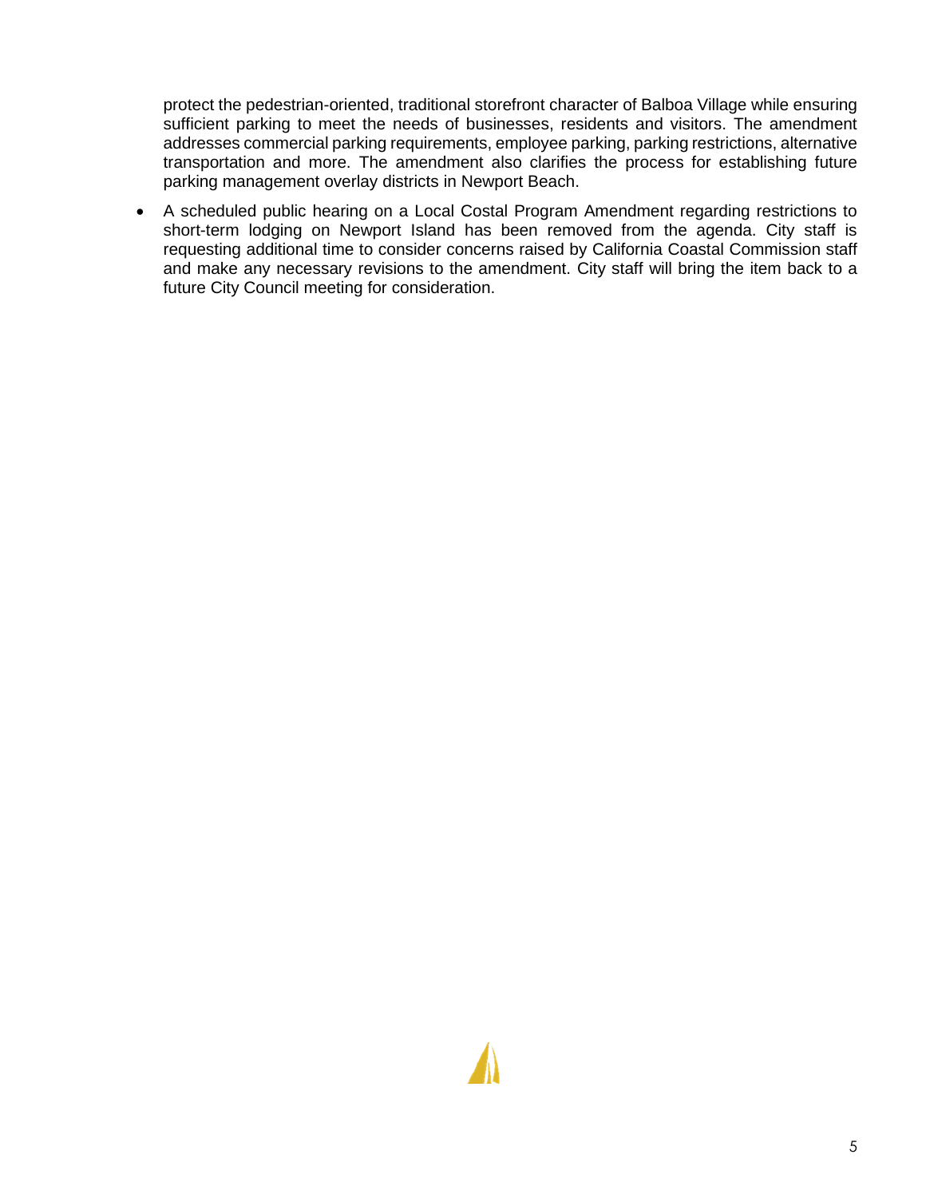protect the pedestrian-oriented, traditional storefront character of Balboa Village while ensuring sufficient parking to meet the needs of businesses, residents and visitors. The amendment addresses commercial parking requirements, employee parking, parking restrictions, alternative transportation and more. The amendment also clarifies the process for establishing future parking management overlay districts in Newport Beach.

- A scheduled public hearing on a Local Costal Program Amendment regarding restrictions to short-term lodging on Newport Island has been removed from the agenda. City staff is requesting additional time to consider concerns raised by California Coastal Commission staff and make any necessary revisions to the amendment. City staff will bring the item back to a future City Council meeting for consideration.